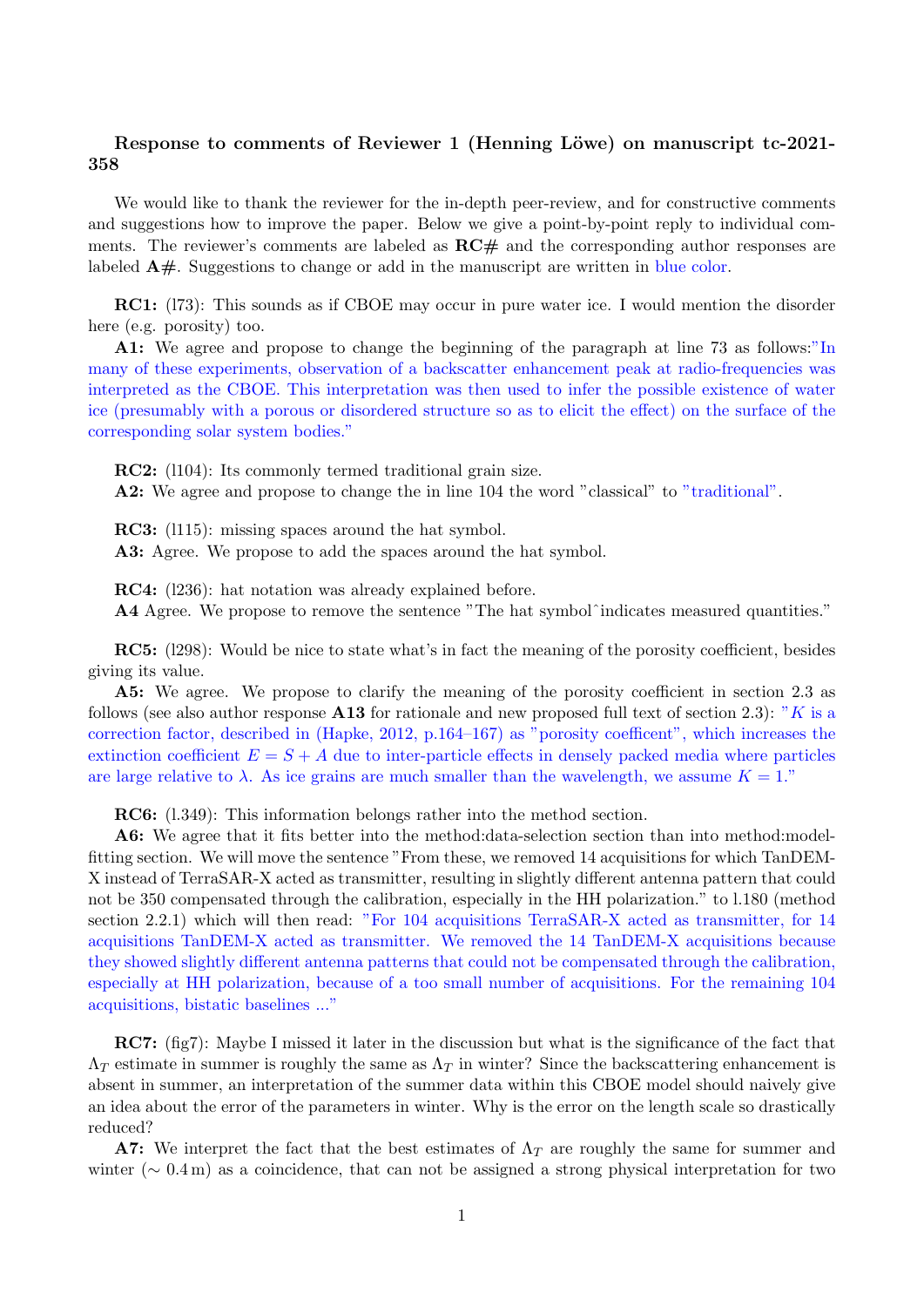### Response to comments of Reviewer 1 (Henning Löwe) on manuscript tc-2021-358

We would like to thank the reviewer for the in-depth peer-review, and for constructive comments and suggestions how to improve the paper. Below we give a point-by-point reply to individual comments. The reviewer's comments are labeled as **RC#** and the corresponding author responses are labeled **A#**. Suggestions to change or add in the manuscript are written in blue color.

**RC1:** (l73): This sounds as if CBOE may occur in pure water ice. I would mention the disorder here (e.g. porosity) too.

**A1:** We agree and propose to change the beginning of the paragraph at line 73 as follows:"In many of these experiments, observation of a backscatter enhancement peak at radio-frequencies was interpreted as the CBOE. This interpretation was then used to infer the possible existence of water ice (presumably with a porous or disordered structure so as to elicit the effect) on the surface of the corresponding solar system bodies."

**RC2:** (l104): Its commonly termed traditional grain size.

**A2:** We agree and propose to change the in line 104 the word "classical" to "traditional".

**RC3:** (l115): missing spaces around the hat symbol.

**A3:** Agree. We propose to add the spaces around the hat symbol.

**RC4:** (l236): hat notation was already explained before.

**A4** Agree. We propose to remove the sentence "The hat symbolˆindicates measured quantities."

**RC5:** (l298): Would be nice to state what's in fact the meaning of the porosity coefficient, besides giving its value.

**A5:** We agree. We propose to clarify the meaning of the porosity coefficient in section 2.3 as follows (see also author response **A13** for rationale and new proposed full text of section 2.3): "$K$ is a correction factor, described in (Hapke, 2012, p.164–167) as "porosity coefficent", which increases the extinction coefficient $E = S + A$ due to inter-particle effects in densely packed media where particles are large relative to $\lambda$. As ice grains are much smaller than the wavelength, we assume $K = 1$."

**RC6:** (l.349): This information belongs rather into the method section.

**A6:** We agree that it fits better into the method:data-selection section than into method:model-fitting section. We will move the sentence "From these, we removed 14 acquisitions for which TanDEM-X instead of TerraSAR-X acted as transmitter, resulting in slightly different antenna pattern that could not be 350 compensated through the calibration, especially in the HH polarization." to l.180 (method section 2.2.1) which will then read: "For 104 acquisitions TerraSAR-X acted as transmitter, for 14 acquisitions TanDEM-X acted as transmitter. We removed the 14 TanDEM-X acquisitions because they showed slightly different antenna patterns that could not be compensated through the calibration, especially at HH polarization, because of a too small number of acquisitions. For the remaining 104 acquisitions, bistatic baselines ..."

**RC7:** (fig7): Maybe I missed it later in the discussion but what is the significance of the fact that $\Lambda_T$ estimate in summer is roughly the same as $\Lambda_T$ in winter? Since the backscattering enhancement is absent in summer, an interpretation of the summer data within this CBOE model should naively give an idea about the error of the parameters in winter. Why is the error on the length scale so drastically reduced?

**A7:** We interpret the fact that the best estimates of $\Lambda_T$ are roughly the same for summer and winter ($\sim 0.4$ m) as a coincidence, that can not be assigned a strong physical interpretation for two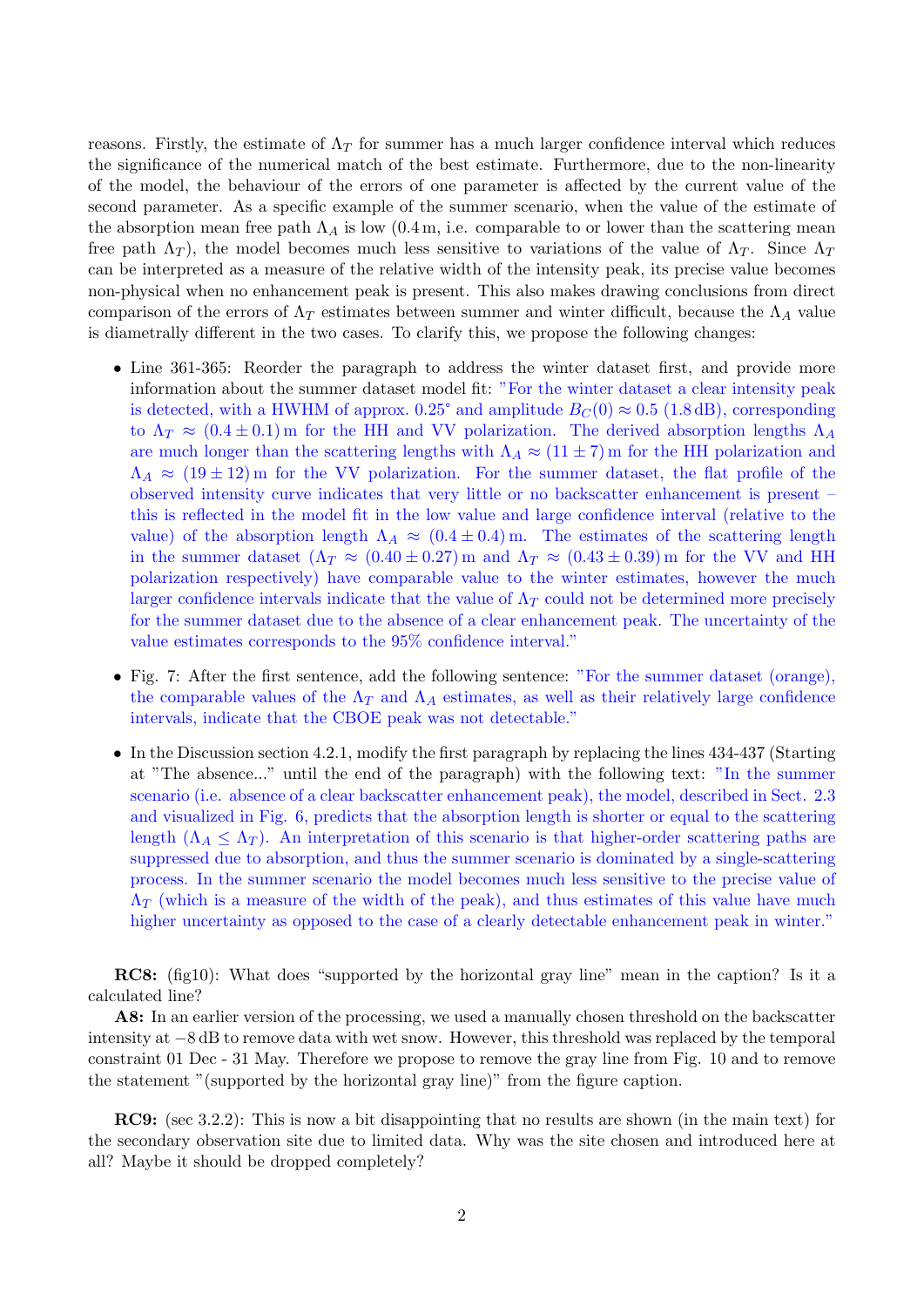reasons. Firstly, the estimate of $\Lambda_T$ for summer has a much larger confidence interval which reduces the significance of the numerical match of the best estimate. Furthermore, due to the non-linearity of the model, the behaviour of the errors of one parameter is affected by the current value of the second parameter. As a specific example of the summer scenario, when the value of the estimate of the absorption mean free path $\Lambda_A$ is low (0.4 m, i.e. comparable to or lower than the scattering mean free path $\Lambda_T$), the model becomes much less sensitive to variations of the value of $\Lambda_T$. Since $\Lambda_T$ can be interpreted as a measure of the relative width of the intensity peak, its precise value becomes non-physical when no enhancement peak is present. This also makes drawing conclusions from direct comparison of the errors of $\Lambda_T$ estimates between summer and winter difficult, because the $\Lambda_A$ value is diametrally different in the two cases. To clarify this, we propose the following changes:

- Line 361-365: Reorder the paragraph to address the winter dataset first, and provide more information about the summer dataset model fit: "For the winter dataset a clear intensity peak is detected, with a HWHM of approx. 0.25° and amplitude $B_C(0) \approx 0.5$ (1.8 dB), corresponding to $\Lambda_T \approx (0.4 \pm 0.1)$ m for the HH and VV polarization. The derived absorption lengths $\Lambda_A$ are much longer than the scattering lengths with $\Lambda_A \approx (11 \pm 7)$ m for the HH polarization and $\Lambda_A \approx (19 \pm 12)$ m for the VV polarization. For the summer dataset, the flat profile of the observed intensity curve indicates that very little or no backscatter enhancement is present – this is reflected in the model fit in the low value and large confidence interval (relative to the value) of the absorption length $\Lambda_A \approx (0.4 \pm 0.4)$ m. The estimates of the scattering length in the summer dataset ($\Lambda_T \approx (0.40 \pm 0.27)$ m and $\Lambda_T \approx (0.43 \pm 0.39)$ m for the VV and HH polarization respectively) have comparable value to the winter estimates, however the much larger confidence intervals indicate that the value of $\Lambda_T$ could not be determined more precisely for the summer dataset due to the absence of a clear enhancement peak. The uncertainty of the value estimates corresponds to the 95% confidence interval."
- Fig. 7: After the first sentence, add the following sentence: "For the summer dataset (orange), the comparable values of the $\Lambda_T$ and $\Lambda_A$ estimates, as well as their relatively large confidence intervals, indicate that the CBOE peak was not detectable."
- In the Discussion section 4.2.1, modify the first paragraph by replacing the lines 434-437 (Starting at "The absence..." until the end of the paragraph) with the following text: "In the summer scenario (i.e. absence of a clear backscatter enhancement peak), the model, described in Sect. 2.3 and visualized in Fig. 6, predicts that the absorption length is shorter or equal to the scattering length ($\Lambda_A \leq \Lambda_T$). An interpretation of this scenario is that higher-order scattering paths are suppressed due to absorption, and thus the summer scenario is dominated by a single-scattering process. In the summer scenario the model becomes much less sensitive to the precise value of $\Lambda_T$ (which is a measure of the width of the peak), and thus estimates of this value have much higher uncertainty as opposed to the case of a clearly detectable enhancement peak in winter."

**RC8:** (fig10): What does "supported by the horizontal gray line" mean in the caption? Is it a calculated line?

**A8:** In an earlier version of the processing, we used a manually chosen threshold on the backscatter intensity at −8 dB to remove data with wet snow. However, this threshold was replaced by the temporal constraint 01 Dec - 31 May. Therefore we propose to remove the gray line from Fig. 10 and to remove the statement "(supported by the horizontal gray line)" from the figure caption.

**RC9:** (sec 3.2.2): This is now a bit disappointing that no results are shown (in the main text) for the secondary observation site due to limited data. Why was the site chosen and introduced here at all? Maybe it should be dropped completely?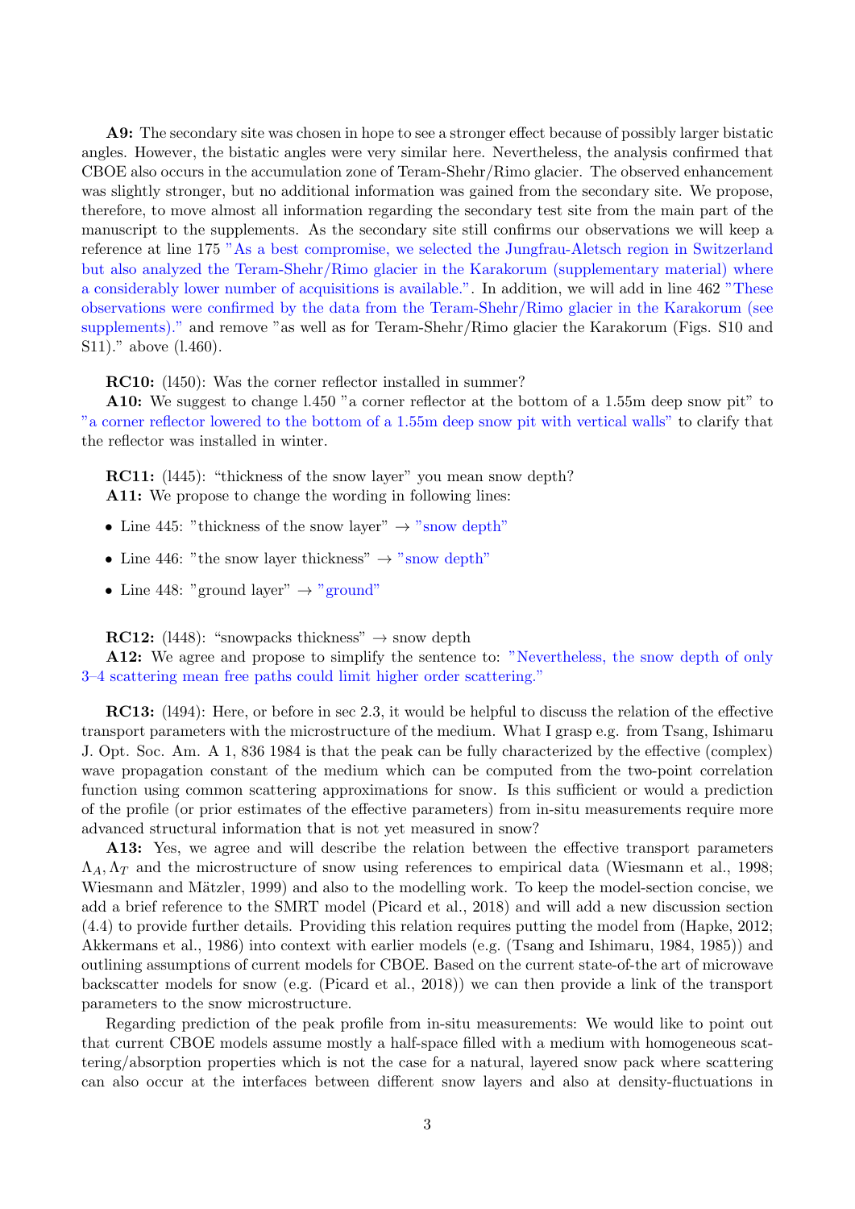**A9:** The secondary site was chosen in hope to see a stronger effect because of possibly larger bistatic angles. However, the bistatic angles were very similar here. Nevertheless, the analysis confirmed that CBOE also occurs in the accumulation zone of Teram-Shehr/Rimo glacier. The observed enhancement was slightly stronger, but no additional information was gained from the secondary site. We propose, therefore, to move almost all information regarding the secondary test site from the main part of the manuscript to the supplements. As the secondary site still confirms our observations we will keep a reference at line 175 "As a best compromise, we selected the Jungfrau-Aletsch region in Switzerland but also analyzed the Teram-Shehr/Rimo glacier in the Karakorum (supplementary material) where a considerably lower number of acquisitions is available.". In addition, we will add in line 462 "These observations were confirmed by the data from the Teram-Shehr/Rimo glacier in the Karakorum (see supplements)." and remove "as well as for Teram-Shehr/Rimo glacier the Karakorum (Figs. S10 and S11)." above (l.460).

**RC10:** (l450): Was the corner reflector installed in summer?

**A10:** We suggest to change l.450 "a corner reflector at the bottom of a 1.55m deep snow pit" to "a corner reflector lowered to the bottom of a 1.55m deep snow pit with vertical walls" to clarify that the reflector was installed in winter.

**RC11:** (l445): "thickness of the snow layer" you mean snow depth?

**A11:** We propose to change the wording in following lines:

- Line 445: "thickness of the snow layer" → "snow depth"
- Line 446: "the snow layer thickness" → "snow depth"
- Line 448: "ground layer" → "ground"

**RC12:** (l448): "snowpacks thickness" → snow depth

**A12:** We agree and propose to simplify the sentence to: "Nevertheless, the snow depth of only 3–4 scattering mean free paths could limit higher order scattering."

**RC13:** (l494): Here, or before in sec 2.3, it would be helpful to discuss the relation of the effective transport parameters with the microstructure of the medium. What I grasp e.g. from Tsang, Ishimaru J. Opt. Soc. Am. A 1, 836 1984 is that the peak can be fully characterized by the effective (complex) wave propagation constant of the medium which can be computed from the two-point correlation function using common scattering approximations for snow. Is this sufficient or would a prediction of the profile (or prior estimates of the effective parameters) from in-situ measurements require more advanced structural information that is not yet measured in snow?

**A13:** Yes, we agree and will describe the relation between the effective transport parameters $\Lambda_A, \Lambda_T$ and the microstructure of snow using references to empirical data (Wiesmann et al., 1998; Wiesmann and Mätzler, 1999) and also to the modelling work. To keep the model-section concise, we add a brief reference to the SMRT model (Picard et al., 2018) and will add a new discussion section (4.4) to provide further details. Providing this relation requires putting the model from (Hapke, 2012; Akkermans et al., 1986) into context with earlier models (e.g. (Tsang and Ishimaru, 1984, 1985)) and outlining assumptions of current models for CBOE. Based on the current state-of-the art of microwave backscatter models for snow (e.g. (Picard et al., 2018)) we can then provide a link of the transport parameters to the snow microstructure.

Regarding prediction of the peak profile from in-situ measurements: We would like to point out that current CBOE models assume mostly a half-space filled with a medium with homogeneous scattering/absorption properties which is not the case for a natural, layered snow pack where scattering can also occur at the interfaces between different snow layers and also at density-fluctuations in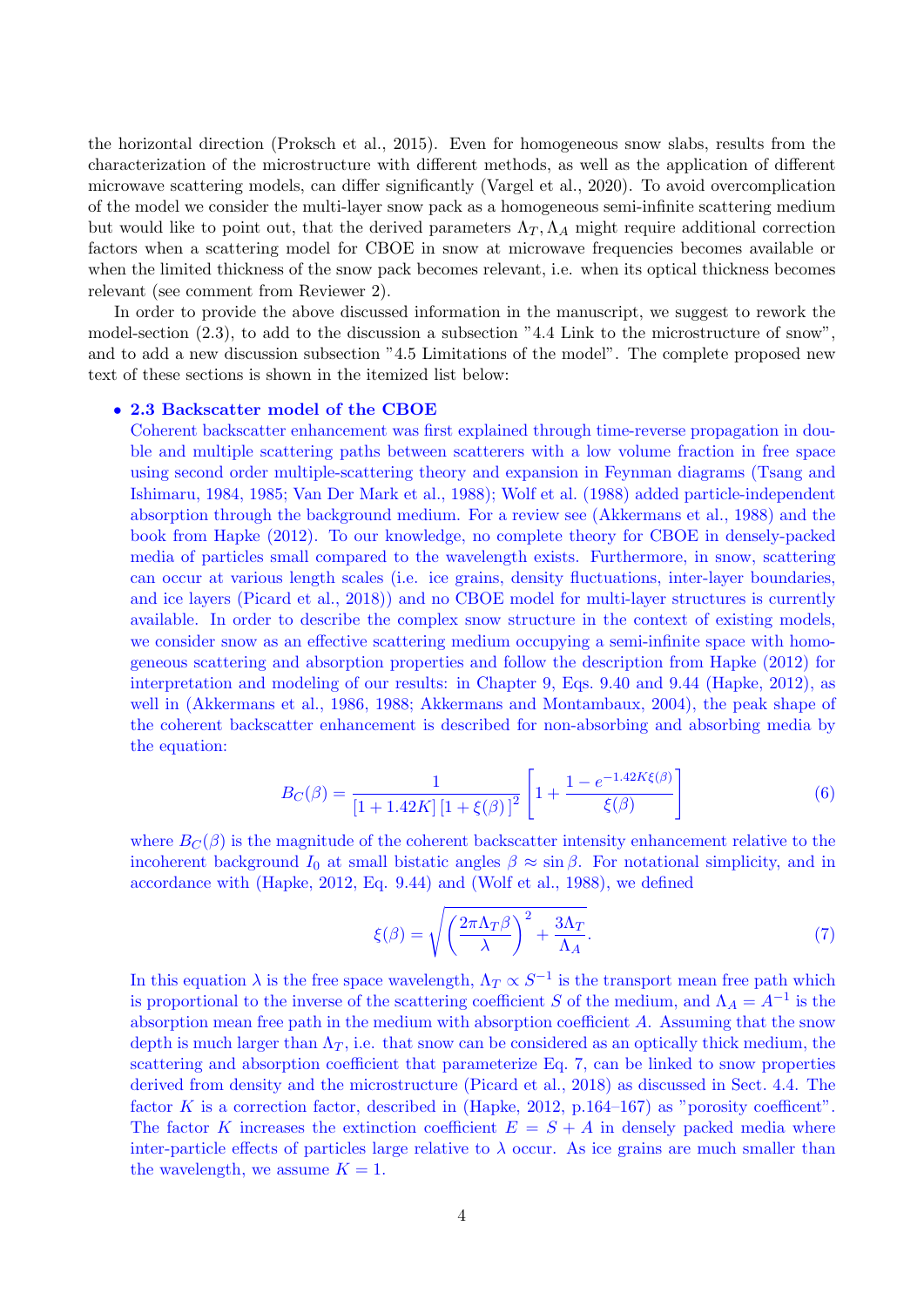the horizontal direction (Proksch et al., 2015). Even for homogeneous snow slabs, results from the characterization of the microstructure with different methods, as well as the application of different microwave scattering models, can differ significantly (Vargel et al., 2020). To avoid overcomplication of the model we consider the multi-layer snow pack as a homogeneous semi-infinite scattering medium but would like to point out, that the derived parameters $\Lambda_T, \Lambda_A$ might require additional correction factors when a scattering model for CBOE in snow at microwave frequencies becomes available or when the limited thickness of the snow pack becomes relevant, i.e. when its optical thickness becomes relevant (see comment from Reviewer 2).

In order to provide the above discussed information in the manuscript, we suggest to rework the model-section (2.3), to add to the discussion a subsection "4.4 Link to the microstructure of snow", and to add a new discussion subsection "4.5 Limitations of the model". The complete proposed new text of these sections is shown in the itemized list below:

- **2.3 Backscatter model of the CBOE**

  Coherent backscatter enhancement was first explained through time-reverse propagation in double and multiple scattering paths between scatterers with a low volume fraction in free space using second order multiple-scattering theory and expansion in Feynman diagrams (Tsang and Ishimaru, 1984, 1985; Van Der Mark et al., 1988); Wolf et al. (1988) added particle-independent absorption through the background medium. For a review see (Akkermans et al., 1988) and the book from Hapke (2012). To our knowledge, no complete theory for CBOE in densely-packed media of particles small compared to the wavelength exists. Furthermore, in snow, scattering can occur at various length scales (i.e. ice grains, density fluctuations, inter-layer boundaries, and ice layers (Picard et al., 2018)) and no CBOE model for multi-layer structures is currently available. In order to describe the complex snow structure in the context of existing models, we consider snow as an effective scattering medium occupying a semi-infinite space with homogeneous scattering and absorption properties and follow the description from Hapke (2012) for interpretation and modeling of our results: in Chapter 9, Eqs. 9.40 and 9.44 (Hapke, 2012), as well in (Akkermans et al., 1986, 1988; Akkermans and Montambaux, 2004), the peak shape of the coherent backscatter enhancement is described for non-absorbing and absorbing media by the equation:

  $$B_C(\beta) = \frac{1}{[1 + 1.42K]\,[1 + \xi(\beta)]^2} \left[1 + \frac{1 - e^{-1.42K\xi(\beta)}}{\xi(\beta)}\right] \tag{6}$$

  where $B_C(\beta)$ is the magnitude of the coherent backscatter intensity enhancement relative to the incoherent background $I_0$ at small bistatic angles $\beta \approx \sin\beta$. For notational simplicity, and in accordance with (Hapke, 2012, Eq. 9.44) and (Wolf et al., 1988), we defined

  $$\xi(\beta) = \sqrt{\left(\frac{2\pi\Lambda_T\beta}{\lambda}\right)^2 + \frac{3\Lambda_T}{\Lambda_A}}. \tag{7}$$

  In this equation $\lambda$ is the free space wavelength, $\Lambda_T \propto S^{-1}$ is the transport mean free path which is proportional to the inverse of the scattering coefficient $S$ of the medium, and $\Lambda_A = A^{-1}$ is the absorption mean free path in the medium with absorption coefficient $A$. Assuming that the snow depth is much larger than $\Lambda_T$, i.e. that snow can be considered as an optically thick medium, the scattering and absorption coefficient that parameterize Eq. 7, can be linked to snow properties derived from density and the microstructure (Picard et al., 2018) as discussed in Sect. 4.4. The factor $K$ is a correction factor, described in (Hapke, 2012, p.164–167) as "porosity coefficent". The factor $K$ increases the extinction coefficient $E = S + A$ in densely packed media where inter-particle effects of particles large relative to $\lambda$ occur. As ice grains are much smaller than the wavelength, we assume $K = 1$.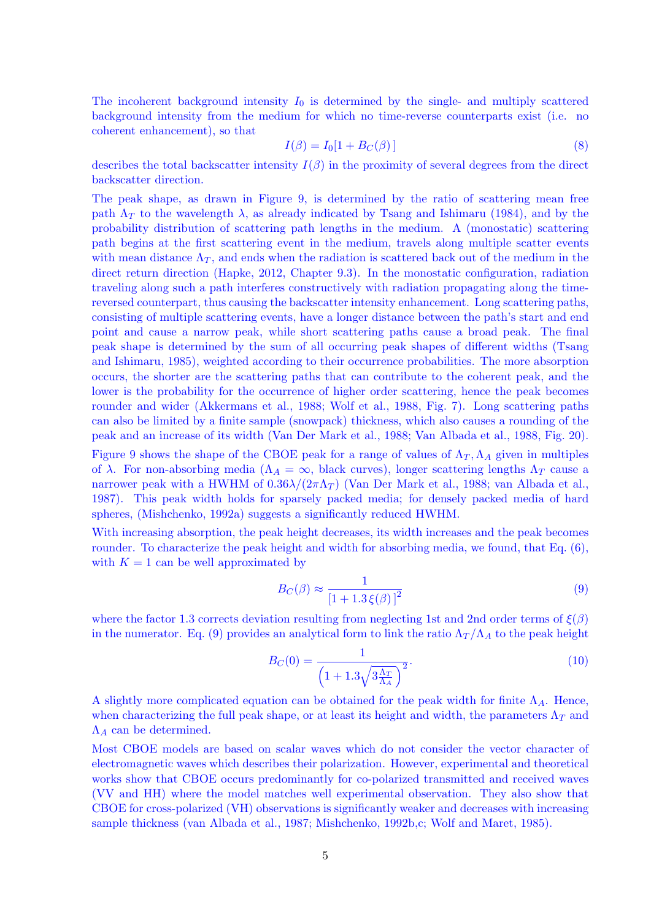The incoherent background intensity $I_0$ is determined by the single- and multiply scattered background intensity from the medium for which no time-reverse counterparts exist (i.e. no coherent enhancement), so that

$$I(\beta) = I_0[1 + B_C(\beta)\,] \tag{8}$$

describes the total backscatter intensity $I(\beta)$ in the proximity of several degrees from the direct backscatter direction.

The peak shape, as drawn in Figure 9, is determined by the ratio of scattering mean free path $\Lambda_T$ to the wavelength $\lambda$, as already indicated by Tsang and Ishimaru (1984), and by the probability distribution of scattering path lengths in the medium. A (monostatic) scattering path begins at the first scattering event in the medium, travels along multiple scatter events with mean distance $\Lambda_T$, and ends when the radiation is scattered back out of the medium in the direct return direction (Hapke, 2012, Chapter 9.3). In the monostatic configuration, radiation traveling along such a path interferes constructively with radiation propagating along the time-reversed counterpart, thus causing the backscatter intensity enhancement. Long scattering paths, consisting of multiple scattering events, have a longer distance between the path's start and end point and cause a narrow peak, while short scattering paths cause a broad peak. The final peak shape is determined by the sum of all occurring peak shapes of different widths (Tsang and Ishimaru, 1985), weighted according to their occurrence probabilities. The more absorption occurs, the shorter are the scattering paths that can contribute to the coherent peak, and the lower is the probability for the occurrence of higher order scattering, hence the peak becomes rounder and wider (Akkermans et al., 1988; Wolf et al., 1988, Fig. 7). Long scattering paths can also be limited by a finite sample (snowpack) thickness, which also causes a rounding of the peak and an increase of its width (Van Der Mark et al., 1988; Van Albada et al., 1988, Fig. 20).

Figure 9 shows the shape of the CBOE peak for a range of values of $\Lambda_T, \Lambda_A$ given in multiples of $\lambda$. For non-absorbing media ($\Lambda_A = \infty$, black curves), longer scattering lengths $\Lambda_T$ cause a narrower peak with a HWHM of $0.36\lambda/(2\pi\Lambda_T)$ (Van Der Mark et al., 1988; van Albada et al., 1987). This peak width holds for sparsely packed media; for densely packed media of hard spheres, (Mishchenko, 1992a) suggests a significantly reduced HWHM.

With increasing absorption, the peak height decreases, its width increases and the peak becomes rounder. To characterize the peak height and width for absorbing media, we found, that Eq. (6), with $K = 1$ can be well approximated by

$$B_C(\beta) \approx \frac{1}{[1 + 1.3\,\xi(\beta)\,]^2} \tag{9}$$

where the factor 1.3 corrects deviation resulting from neglecting 1st and 2nd order terms of $\xi(\beta)$ in the numerator. Eq. (9) provides an analytical form to link the ratio $\Lambda_T/\Lambda_A$ to the peak height

$$B_C(0) = \frac{1}{\left(1 + 1.3\sqrt{3\frac{\Lambda_T}{\Lambda_A}}\right)^2}. \tag{10}$$

A slightly more complicated equation can be obtained for the peak width for finite $\Lambda_A$. Hence, when characterizing the full peak shape, or at least its height and width, the parameters $\Lambda_T$ and $\Lambda_A$ can be determined.

Most CBOE models are based on scalar waves which do not consider the vector character of electromagnetic waves which describes their polarization. However, experimental and theoretical works show that CBOE occurs predominantly for co-polarized transmitted and received waves (VV and HH) where the model matches well experimental observation. They also show that CBOE for cross-polarized (VH) observations is significantly weaker and decreases with increasing sample thickness (van Albada et al., 1987; Mishchenko, 1992b,c; Wolf and Maret, 1985).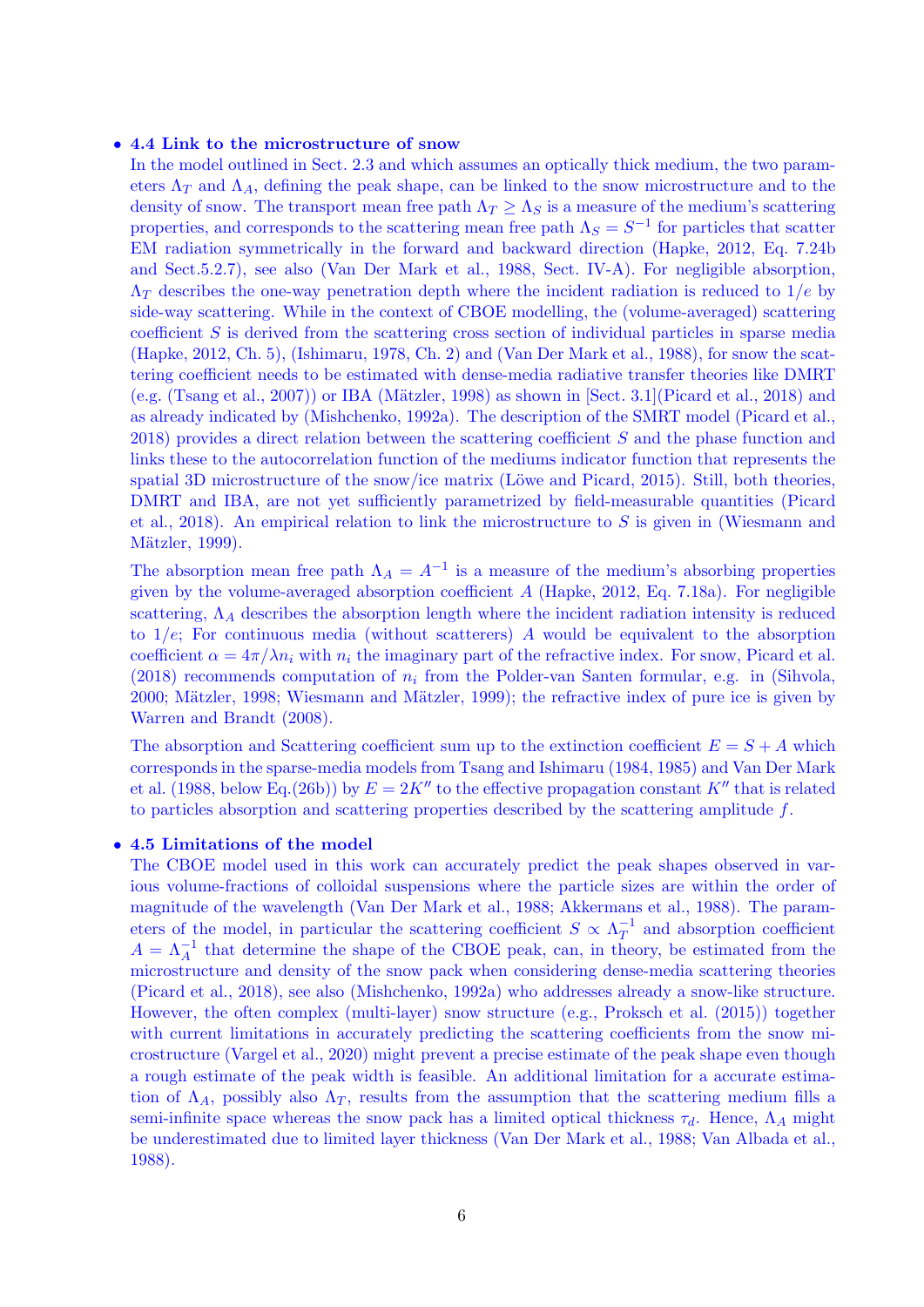- **4.4 Link to the microstructure of snow**

  In the model outlined in Sect. 2.3 and which assumes an optically thick medium, the two parameters $\Lambda_T$ and $\Lambda_A$, defining the peak shape, can be linked to the snow microstructure and to the density of snow. The transport mean free path $\Lambda_T \geq \Lambda_S$ is a measure of the medium's scattering properties, and corresponds to the scattering mean free path $\Lambda_S = S^{-1}$ for particles that scatter EM radiation symmetrically in the forward and backward direction (Hapke, 2012, Eq. 7.24b and Sect.5.2.7), see also (Van Der Mark et al., 1988, Sect. IV-A). For negligible absorption, $\Lambda_T$ describes the one-way penetration depth where the incident radiation is reduced to $1/e$ by side-way scattering. While in the context of CBOE modelling, the (volume-averaged) scattering coefficient $S$ is derived from the scattering cross section of individual particles in sparse media (Hapke, 2012, Ch. 5), (Ishimaru, 1978, Ch. 2) and (Van Der Mark et al., 1988), for snow the scattering coefficient needs to be estimated with dense-media radiative transfer theories like DMRT (e.g. (Tsang et al., 2007)) or IBA (Mätzler, 1998) as shown in [Sect. 3.1](Picard et al., 2018) and as already indicated by (Mishchenko, 1992a). The description of the SMRT model (Picard et al., 2018) provides a direct relation between the scattering coefficient $S$ and the phase function and links these to the autocorrelation function of the mediums indicator function that represents the spatial 3D microstructure of the snow/ice matrix (Löwe and Picard, 2015). Still, both theories, DMRT and IBA, are not yet sufficiently parametrized by field-measurable quantities (Picard et al., 2018). An empirical relation to link the microstructure to $S$ is given in (Wiesmann and Mätzler, 1999).

  The absorption mean free path $\Lambda_A = A^{-1}$ is a measure of the medium's absorbing properties given by the volume-averaged absorption coefficient $A$ (Hapke, 2012, Eq. 7.18a). For negligible scattering, $\Lambda_A$ describes the absorption length where the incident radiation intensity is reduced to $1/e$; For continuous media (without scatterers) $A$ would be equivalent to the absorption coefficient $\alpha = 4\pi/\lambda n_i$ with $n_i$ the imaginary part of the refractive index. For snow, Picard et al. (2018) recommends computation of $n_i$ from the Polder-van Santen formular, e.g. in (Sihvola, 2000; Mätzler, 1998; Wiesmann and Mätzler, 1999); the refractive index of pure ice is given by Warren and Brandt (2008).

  The absorption and Scattering coefficient sum up to the extinction coefficient $E = S + A$ which corresponds in the sparse-media models from Tsang and Ishimaru (1984, 1985) and Van Der Mark et al. (1988, below Eq.(26b)) by $E = 2K''$ to the effective propagation constant $K''$ that is related to particles absorption and scattering properties described by the scattering amplitude $f$.

- **4.5 Limitations of the model**

  The CBOE model used in this work can accurately predict the peak shapes observed in various volume-fractions of colloidal suspensions where the particle sizes are within the order of magnitude of the wavelength (Van Der Mark et al., 1988; Akkermans et al., 1988). The parameters of the model, in particular the scattering coefficient $S \propto \Lambda_T^{-1}$ and absorption coefficient $A = \Lambda_A^{-1}$ that determine the shape of the CBOE peak, can, in theory, be estimated from the microstructure and density of the snow pack when considering dense-media scattering theories (Picard et al., 2018), see also (Mishchenko, 1992a) who addresses already a snow-like structure. However, the often complex (multi-layer) snow structure (e.g., Proksch et al. (2015)) together with current limitations in accurately predicting the scattering coefficients from the snow microstructure (Vargel et al., 2020) might prevent a precise estimate of the peak shape even though a rough estimate of the peak width is feasible. An additional limitation for a accurate estimation of $\Lambda_A$, possibly also $\Lambda_T$, results from the assumption that the scattering medium fills a semi-infinite space whereas the snow pack has a limited optical thickness $\tau_d$. Hence, $\Lambda_A$ might be underestimated due to limited layer thickness (Van Der Mark et al., 1988; Van Albada et al., 1988).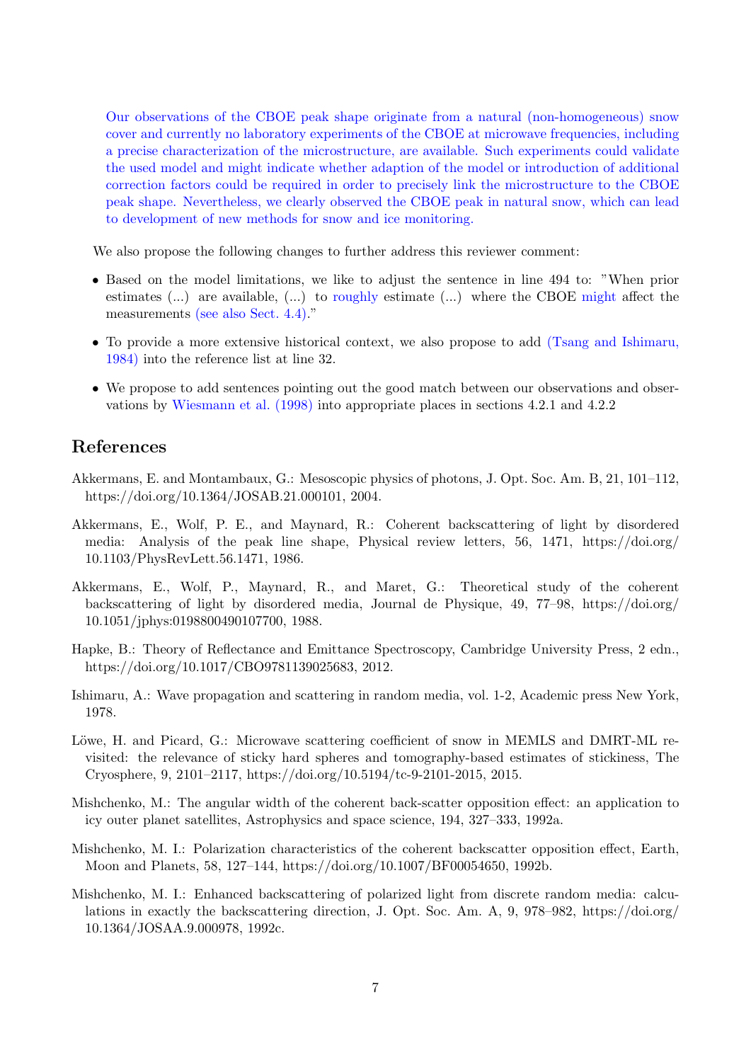Our observations of the CBOE peak shape originate from a natural (non-homogeneous) snow cover and currently no laboratory experiments of the CBOE at microwave frequencies, including a precise characterization of the microstructure, are available. Such experiments could validate the used model and might indicate whether adaption of the model or introduction of additional correction factors could be required in order to precisely link the microstructure to the CBOE peak shape. Nevertheless, we clearly observed the CBOE peak in natural snow, which can lead to development of new methods for snow and ice monitoring.

We also propose the following changes to further address this reviewer comment:

- Based on the model limitations, we like to adjust the sentence in line 494 to: "When prior estimates (...) are available, (...) to roughly estimate (...) where the CBOE might affect the measurements (see also Sect. 4.4)."
- To provide a more extensive historical context, we also propose to add (Tsang and Ishimaru, 1984) into the reference list at line 32.
- We propose to add sentences pointing out the good match between our observations and observations by Wiesmann et al. (1998) into appropriate places in sections 4.2.1 and 4.2.2

## References

Akkermans, E. and Montambaux, G.: Mesoscopic physics of photons, J. Opt. Soc. Am. B, 21, 101–112, https://doi.org/10.1364/JOSAB.21.000101, 2004.

Akkermans, E., Wolf, P. E., and Maynard, R.: Coherent backscattering of light by disordered media: Analysis of the peak line shape, Physical review letters, 56, 1471, https://doi.org/10.1103/PhysRevLett.56.1471, 1986.

Akkermans, E., Wolf, P., Maynard, R., and Maret, G.: Theoretical study of the coherent backscattering of light by disordered media, Journal de Physique, 49, 77–98, https://doi.org/10.1051/jphys:0198800490107700, 1988.

Hapke, B.: Theory of Reflectance and Emittance Spectroscopy, Cambridge University Press, 2 edn., https://doi.org/10.1017/CBO9781139025683, 2012.

Ishimaru, A.: Wave propagation and scattering in random media, vol. 1-2, Academic press New York, 1978.

Löwe, H. and Picard, G.: Microwave scattering coefficient of snow in MEMLS and DMRT-ML revisited: the relevance of sticky hard spheres and tomography-based estimates of stickiness, The Cryosphere, 9, 2101–2117, https://doi.org/10.5194/tc-9-2101-2015, 2015.

Mishchenko, M.: The angular width of the coherent back-scatter opposition effect: an application to icy outer planet satellites, Astrophysics and space science, 194, 327–333, 1992a.

Mishchenko, M. I.: Polarization characteristics of the coherent backscatter opposition effect, Earth, Moon and Planets, 58, 127–144, https://doi.org/10.1007/BF00054650, 1992b.

Mishchenko, M. I.: Enhanced backscattering of polarized light from discrete random media: calculations in exactly the backscattering direction, J. Opt. Soc. Am. A, 9, 978–982, https://doi.org/10.1364/JOSAA.9.000978, 1992c.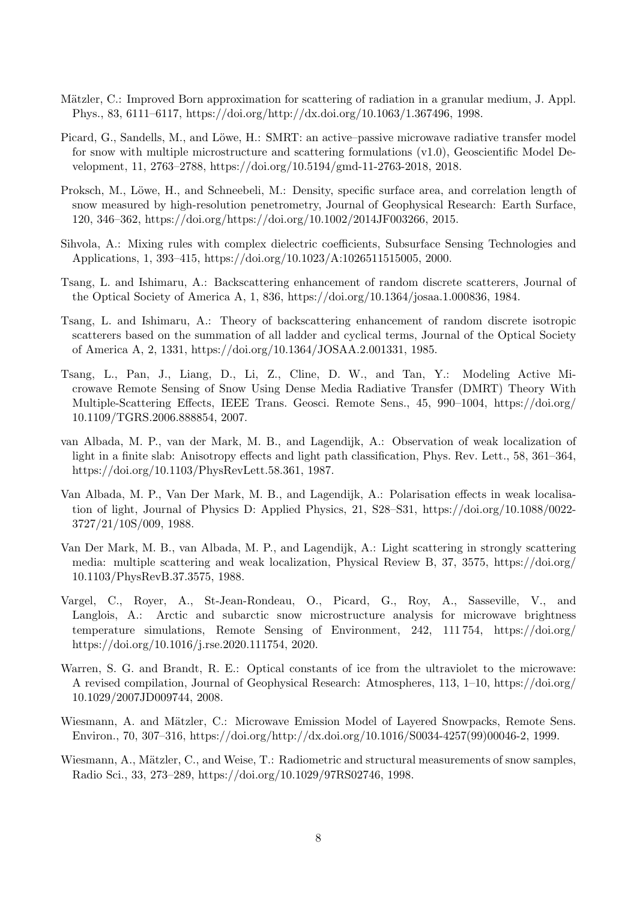Mätzler, C.: Improved Born approximation for scattering of radiation in a granular medium, J. Appl. Phys., 83, 6111–6117, https://doi.org/http://dx.doi.org/10.1063/1.367496, 1998.

Picard, G., Sandells, M., and Löwe, H.: SMRT: an active–passive microwave radiative transfer model for snow with multiple microstructure and scattering formulations (v1.0), Geoscientific Model Development, 11, 2763–2788, https://doi.org/10.5194/gmd-11-2763-2018, 2018.

Proksch, M., Löwe, H., and Schneebeli, M.: Density, specific surface area, and correlation length of snow measured by high-resolution penetrometry, Journal of Geophysical Research: Earth Surface, 120, 346–362, https://doi.org/https://doi.org/10.1002/2014JF003266, 2015.

Sihvola, A.: Mixing rules with complex dielectric coefficients, Subsurface Sensing Technologies and Applications, 1, 393–415, https://doi.org/10.1023/A:1026511515005, 2000.

Tsang, L. and Ishimaru, A.: Backscattering enhancement of random discrete scatterers, Journal of the Optical Society of America A, 1, 836, https://doi.org/10.1364/josaa.1.000836, 1984.

Tsang, L. and Ishimaru, A.: Theory of backscattering enhancement of random discrete isotropic scatterers based on the summation of all ladder and cyclical terms, Journal of the Optical Society of America A, 2, 1331, https://doi.org/10.1364/JOSAA.2.001331, 1985.

Tsang, L., Pan, J., Liang, D., Li, Z., Cline, D. W., and Tan, Y.: Modeling Active Microwave Remote Sensing of Snow Using Dense Media Radiative Transfer (DMRT) Theory With Multiple-Scattering Effects, IEEE Trans. Geosci. Remote Sens., 45, 990–1004, https://doi.org/10.1109/TGRS.2006.888854, 2007.

van Albada, M. P., van der Mark, M. B., and Lagendijk, A.: Observation of weak localization of light in a finite slab: Anisotropy effects and light path classification, Phys. Rev. Lett., 58, 361–364, https://doi.org/10.1103/PhysRevLett.58.361, 1987.

Van Albada, M. P., Van Der Mark, M. B., and Lagendijk, A.: Polarisation effects in weak localisation of light, Journal of Physics D: Applied Physics, 21, S28–S31, https://doi.org/10.1088/0022-3727/21/10S/009, 1988.

Van Der Mark, M. B., van Albada, M. P., and Lagendijk, A.: Light scattering in strongly scattering media: multiple scattering and weak localization, Physical Review B, 37, 3575, https://doi.org/10.1103/PhysRevB.37.3575, 1988.

Vargel, C., Royer, A., St-Jean-Rondeau, O., Picard, G., Roy, A., Sasseville, V., and Langlois, A.: Arctic and subarctic snow microstructure analysis for microwave brightness temperature simulations, Remote Sensing of Environment, 242, 111 754, https://doi.org/https://doi.org/10.1016/j.rse.2020.111754, 2020.

Warren, S. G. and Brandt, R. E.: Optical constants of ice from the ultraviolet to the microwave: A revised compilation, Journal of Geophysical Research: Atmospheres, 113, 1–10, https://doi.org/10.1029/2007JD009744, 2008.

Wiesmann, A. and Mätzler, C.: Microwave Emission Model of Layered Snowpacks, Remote Sens. Environ., 70, 307–316, https://doi.org/http://dx.doi.org/10.1016/S0034-4257(99)00046-2, 1999.

Wiesmann, A., Mätzler, C., and Weise, T.: Radiometric and structural measurements of snow samples, Radio Sci., 33, 273–289, https://doi.org/10.1029/97RS02746, 1998.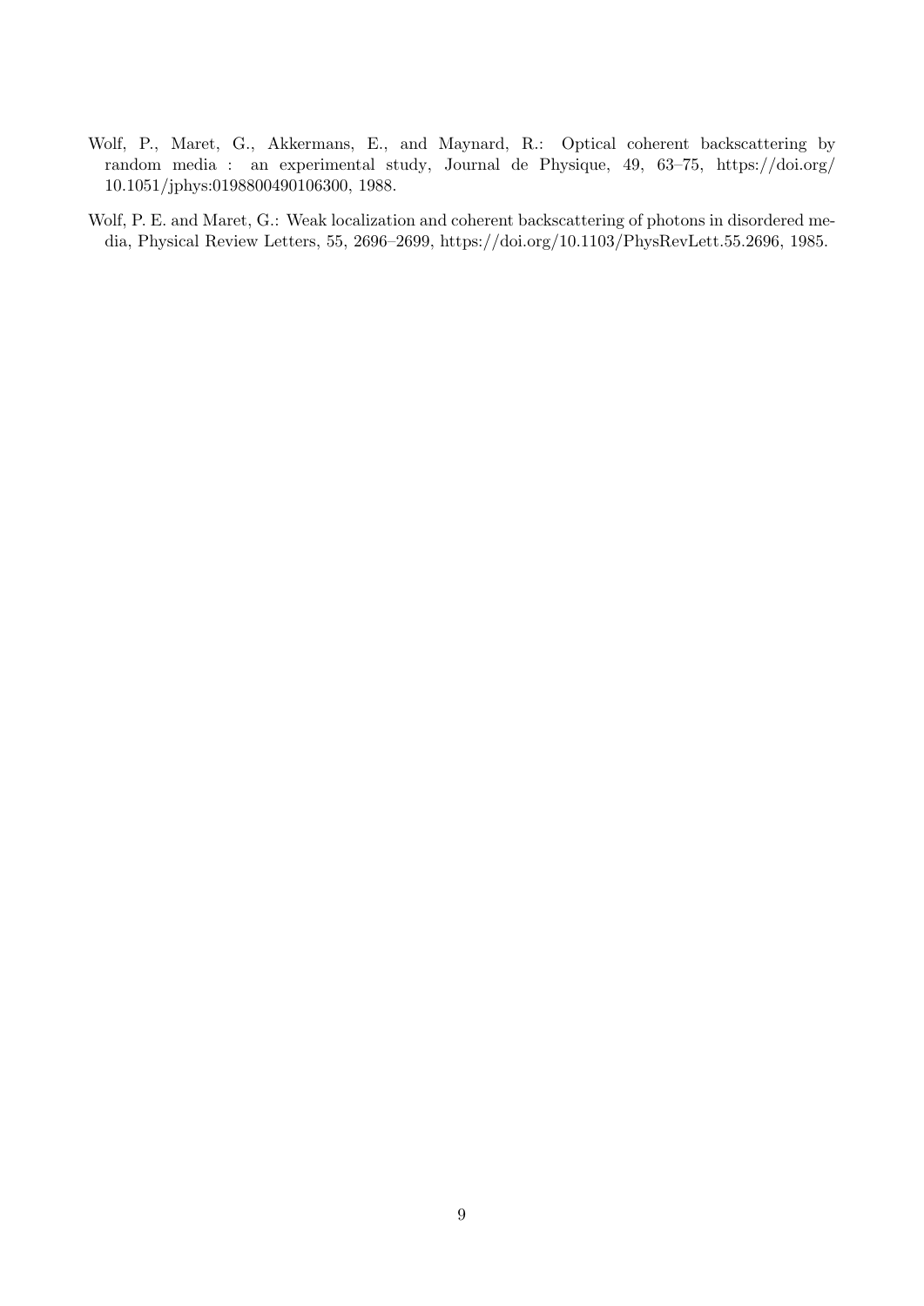Wolf, P., Maret, G., Akkermans, E., and Maynard, R.: Optical coherent backscattering by random media : an experimental study, Journal de Physique, 49, 63–75, https://doi.org/10.1051/jphys:0198800490106300, 1988.

Wolf, P. E. and Maret, G.: Weak localization and coherent backscattering of photons in disordered media, Physical Review Letters, 55, 2696–2699, https://doi.org/10.1103/PhysRevLett.55.2696, 1985.